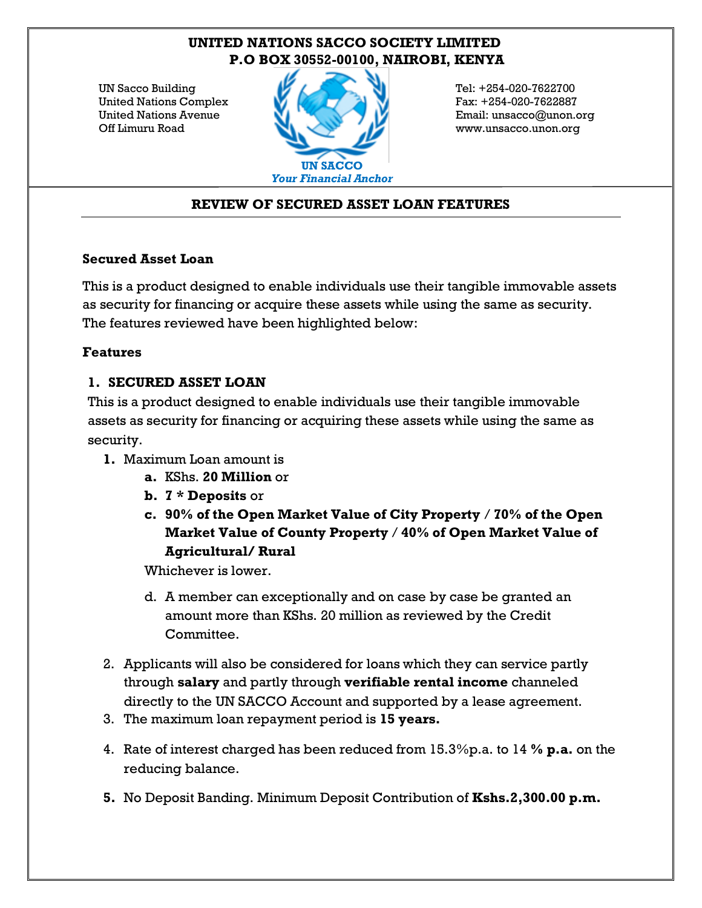**UNITED NATIONS SACCO SOCIETY LIMITED**
**P.O BOX 30552-00100, NAIROBI, KENYA**

UN Sacco Building
United Nations Complex
United Nations Avenue
Off Limuru Road

Tel: +254-020-7622700
Fax: +254-020-7622887
Email: unsacco@unon.org
www.unsacco.unon.org

**UN SACCO**
*Your Financial Anchor*

## REVIEW OF SECURED ASSET LOAN FEATURES

**Secured Asset Loan**

This is a product designed to enable individuals use their tangible immovable assets as security for financing or acquire these assets while using the same as security. The features reviewed have been highlighted below:

**Features**

### 1. SECURED ASSET LOAN

This is a product designed to enable individuals use their tangible immovable assets as security for financing or acquiring these assets while using the same as security.

1. Maximum Loan amount is
   a. KShs. **20 Million** or
   b. **7 * Deposits** or
   c. **90% of the Open Market Value of City Property / 70% of the Open Market Value of County Property / 40% of Open Market Value of Agricultural/ Rural**

   Whichever is lower.

   d. A member can exceptionally and on case by case be granted an amount more than KShs. 20 million as reviewed by the Credit Committee.
2. Applicants will also be considered for loans which they can service partly through **salary** and partly through **verifiable rental income** channeled directly to the UN SACCO Account and supported by a lease agreement.
3. The maximum loan repayment period is **15 years.**
4. Rate of interest charged has been reduced from 15.3%p.a. to 14 **% p.a.** on the reducing balance.
5. No Deposit Banding. Minimum Deposit Contribution of **Kshs.2,300.00 p.m.**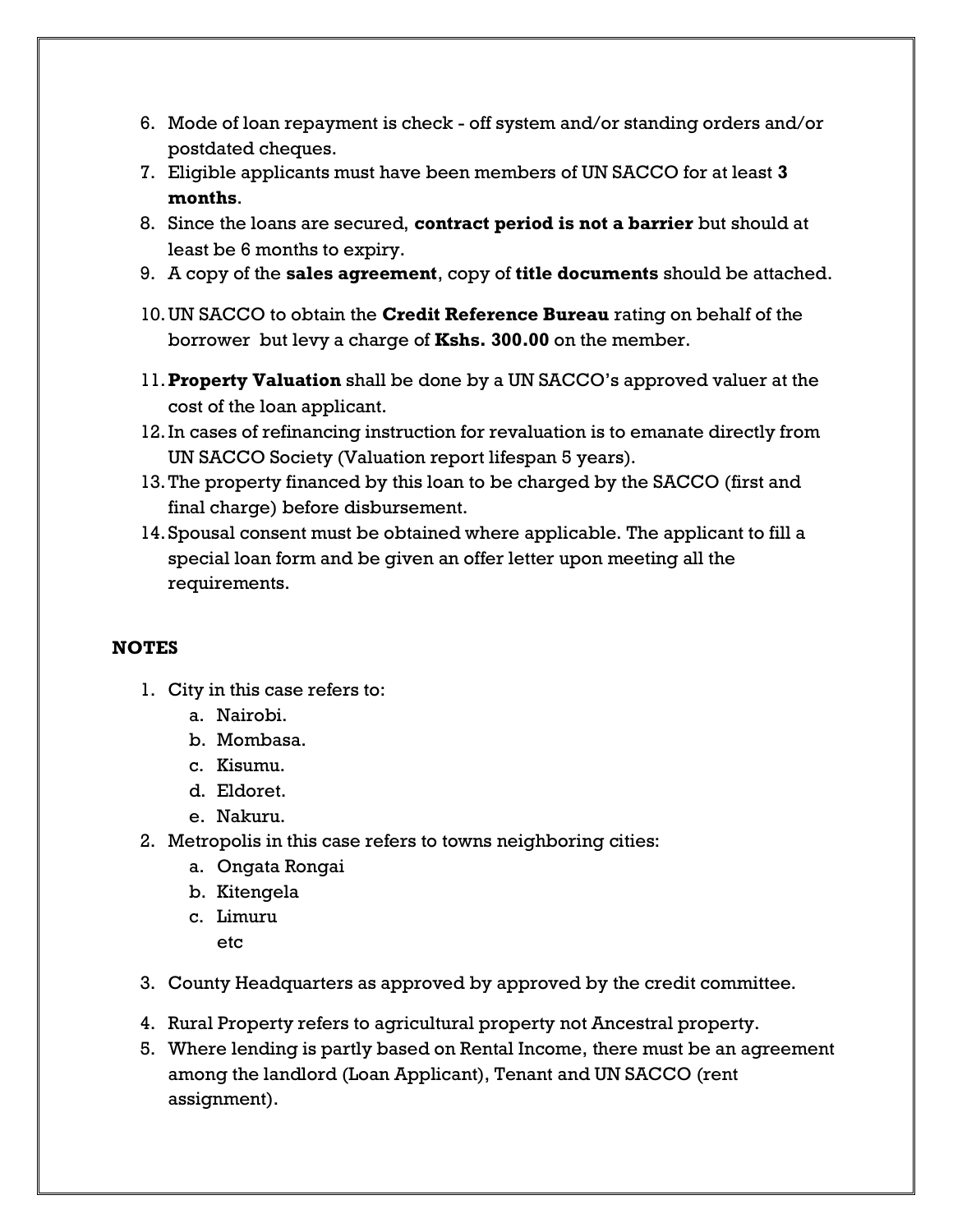6. Mode of loan repayment is check - off system and/or standing orders and/or postdated cheques.
7. Eligible applicants must have been members of UN SACCO for at least **3 months**.
8. Since the loans are secured, **contract period is not a barrier** but should at least be 6 months to expiry.
9. A copy of the **sales agreement**, copy of **title documents** should be attached.
10. UN SACCO to obtain the **Credit Reference Bureau** rating on behalf of the borrower but levy a charge of **Kshs. 300.00** on the member.
11. **Property Valuation** shall be done by a UN SACCO's approved valuer at the cost of the loan applicant.
12. In cases of refinancing instruction for revaluation is to emanate directly from UN SACCO Society (Valuation report lifespan 5 years).
13. The property financed by this loan to be charged by the SACCO (first and final charge) before disbursement.
14. Spousal consent must be obtained where applicable. The applicant to fill a special loan form and be given an offer letter upon meeting all the requirements.

**NOTES**

1. City in this case refers to:
   a. Nairobi.
   b. Mombasa.
   c. Kisumu.
   d. Eldoret.
   e. Nakuru.
2. Metropolis in this case refers to towns neighboring cities:
   a. Ongata Rongai
   b. Kitengela
   c. Limuru
   etc
3. County Headquarters as approved by approved by the credit committee.
4. Rural Property refers to agricultural property not Ancestral property.
5. Where lending is partly based on Rental Income, there must be an agreement among the landlord (Loan Applicant), Tenant and UN SACCO (rent assignment).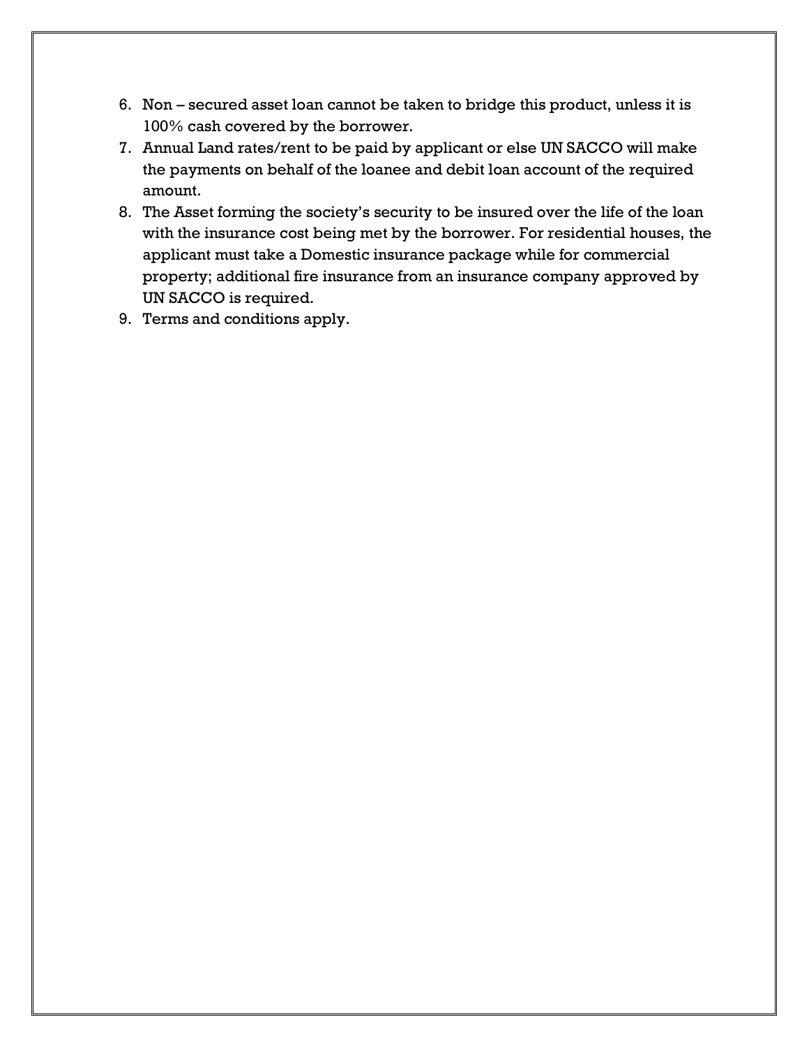6. Non – secured asset loan cannot be taken to bridge this product, unless it is 100% cash covered by the borrower.
7. Annual Land rates/rent to be paid by applicant or else UN SACCO will make the payments on behalf of the loanee and debit loan account of the required amount.
8. The Asset forming the society's security to be insured over the life of the loan with the insurance cost being met by the borrower. For residential houses, the applicant must take a Domestic insurance package while for commercial property; additional fire insurance from an insurance company approved by UN SACCO is required.
9. Terms and conditions apply.